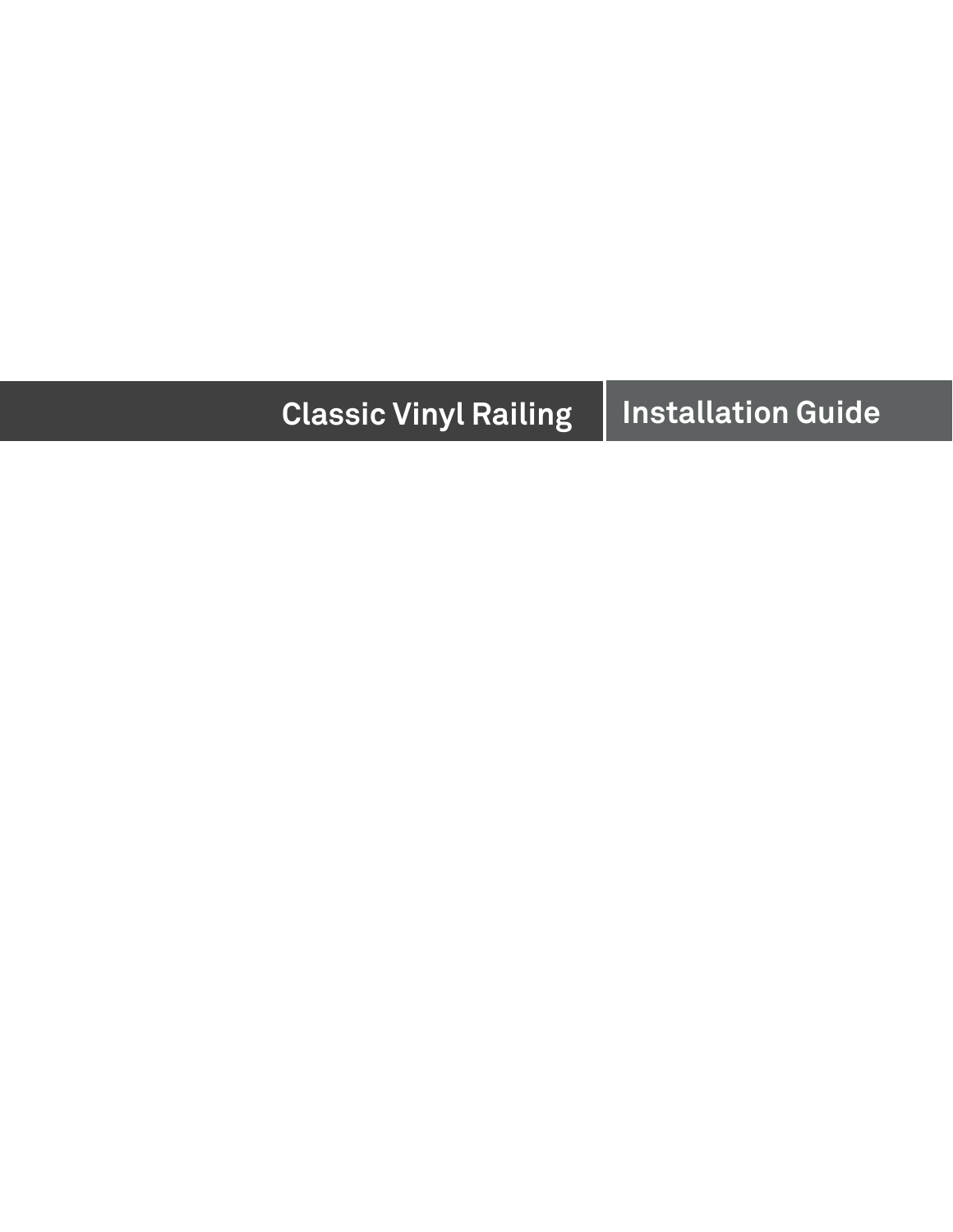# Classic Vinyl Railing | Installation Guide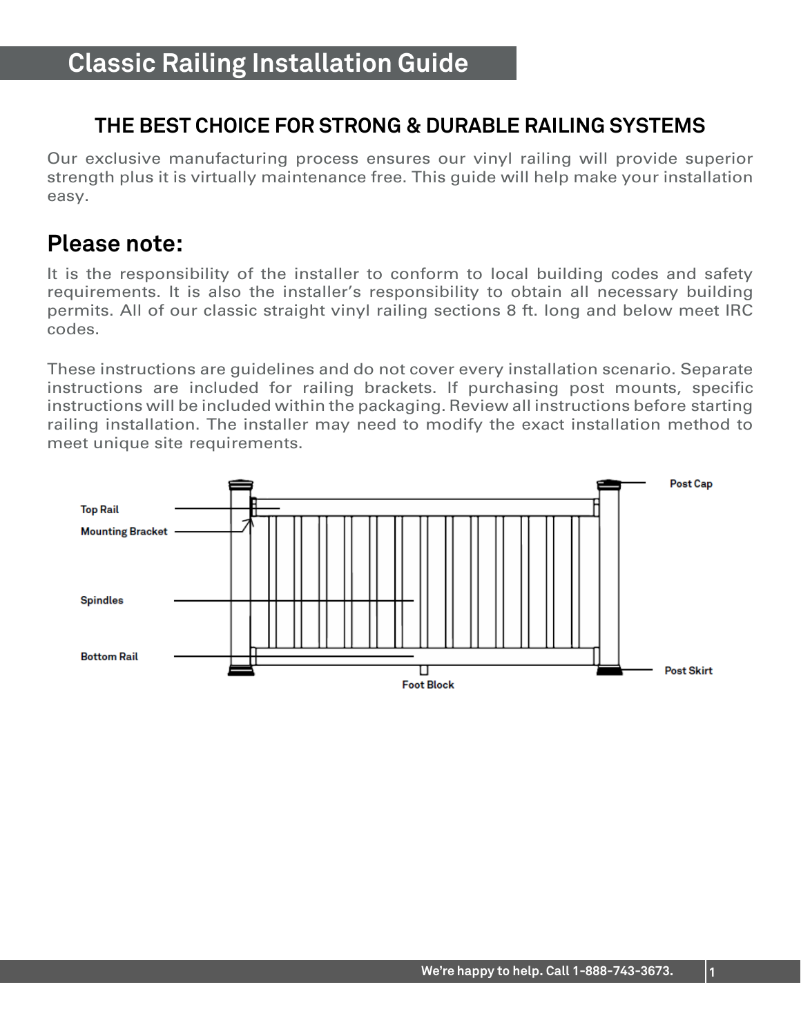# Classic Railing Installation Guide

## THE BEST CHOICE FOR STRONG & DURABLE RAILING SYSTEMS

Our exclusive manufacturing process ensures our vinyl railing will provide superior strength plus it is virtually maintenance free. This guide will help make your installation easy.

## Please note:

It is the responsibility of the installer to conform to local building codes and safety requirements. It is also the installer's responsibility to obtain all necessary building permits. All of our classic straight vinyl railing sections 8 ft. long and below meet IRC codes.

These instructions are guidelines and do not cover every installation scenario. Separate instructions are included for railing brackets. If purchasing post mounts, specific instructions will be included within the packaging. Review all instructions before starting railing installation. The installer may need to modify the exact installation method to meet unique site requirements.

Top Rail
Mounting Bracket
Spindles
Bottom Rail
Post Cap
Post Skirt
Foot Block

We're happy to help. Call 1-888-743-3673.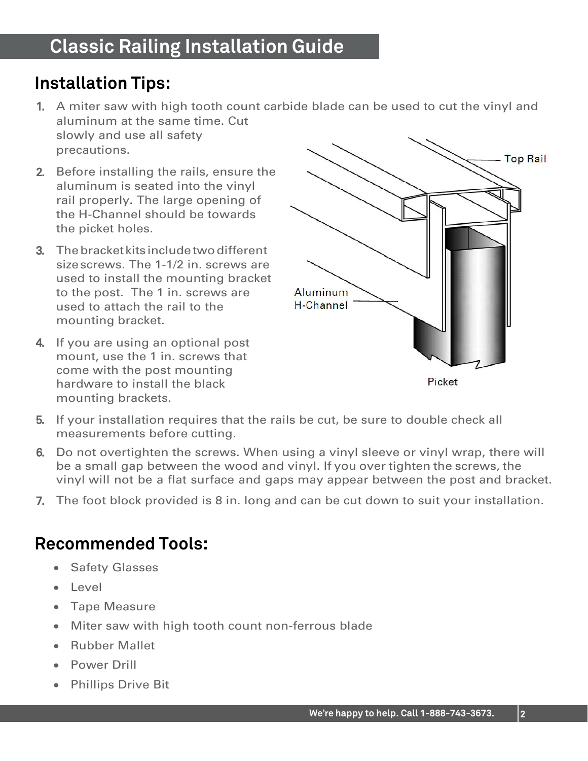# Classic Railing Installation Guide

## Installation Tips:

1. A miter saw with high tooth count carbide blade can be used to cut the vinyl and aluminum at the same time. Cut slowly and use all safety precautions.
2. Before installing the rails, ensure the aluminum is seated into the vinyl rail properly. The large opening of the H-Channel should be towards the picket holes.
3. The bracket kits include two different size screws. The 1-1/2 in. screws are used to install the mounting bracket to the post. The 1 in. screws are used to attach the rail to the mounting bracket.
4. If you are using an optional post mount, use the 1 in. screws that come with the post mounting hardware to install the black mounting brackets.
5. If your installation requires that the rails be cut, be sure to double check all measurements before cutting.
6. Do not overtighten the screws. When using a vinyl sleeve or vinyl wrap, there will be a small gap between the wood and vinyl. If you over tighten the screws, the vinyl will not be a flat surface and gaps may appear between the post and bracket.
7. The foot block provided is 8 in. long and can be cut down to suit your installation.

Top Rail

Aluminum H-Channel

Picket

## Recommended Tools:

- Safety Glasses
- Level
- Tape Measure
- Miter saw with high tooth count non-ferrous blade
- Rubber Mallet
- Power Drill
- Phillips Drive Bit

We're happy to help. Call 1-888-743-3673.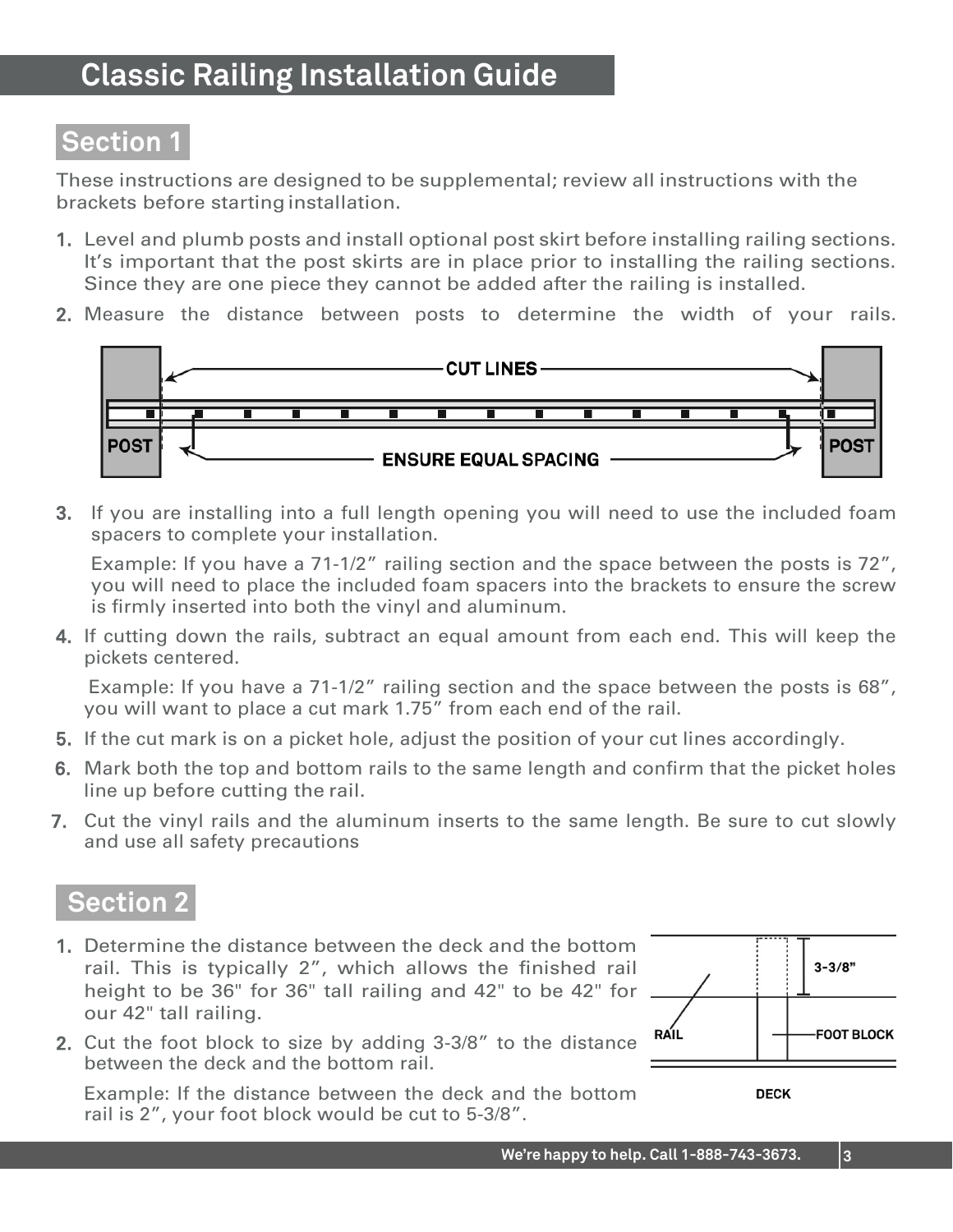# Classic Railing Installation Guide

## Section 1

These instructions are designed to be supplemental; review all instructions with the brackets before starting installation.

1. Level and plumb posts and install optional post skirt before installing railing sections. It's important that the post skirts are in place prior to installing the railing sections. Since they are one piece they cannot be added after the railing is installed.
2. Measure the distance between posts to determine the width of your rails.
3. If you are installing into a full length opening you will need to use the included foam spacers to complete your installation.

   Example: If you have a 71-1/2" railing section and the space between the posts is 72", you will need to place the included foam spacers into the brackets to ensure the screw is firmly inserted into both the vinyl and aluminum.
4. If cutting down the rails, subtract an equal amount from each end. This will keep the pickets centered.

   Example: If you have a 71-1/2" railing section and the space between the posts is 68", you will want to place a cut mark 1.75" from each end of the rail.
5. If the cut mark is on a picket hole, adjust the position of your cut lines accordingly.
6. Mark both the top and bottom rails to the same length and confirm that the picket holes line up before cutting the rail.
7. Cut the vinyl rails and the aluminum inserts to the same length. Be sure to cut slowly and use all safety precautions

## Section 2

1. Determine the distance between the deck and the bottom rail. This is typically 2", which allows the finished rail height to be 36" for 36" tall railing and 42" to be 42" for our 42" tall railing.
2. Cut the foot block to size by adding 3-3/8" to the distance between the deck and the bottom rail.

   Example: If the distance between the deck and the bottom rail is 2", your foot block would be cut to 5-3/8".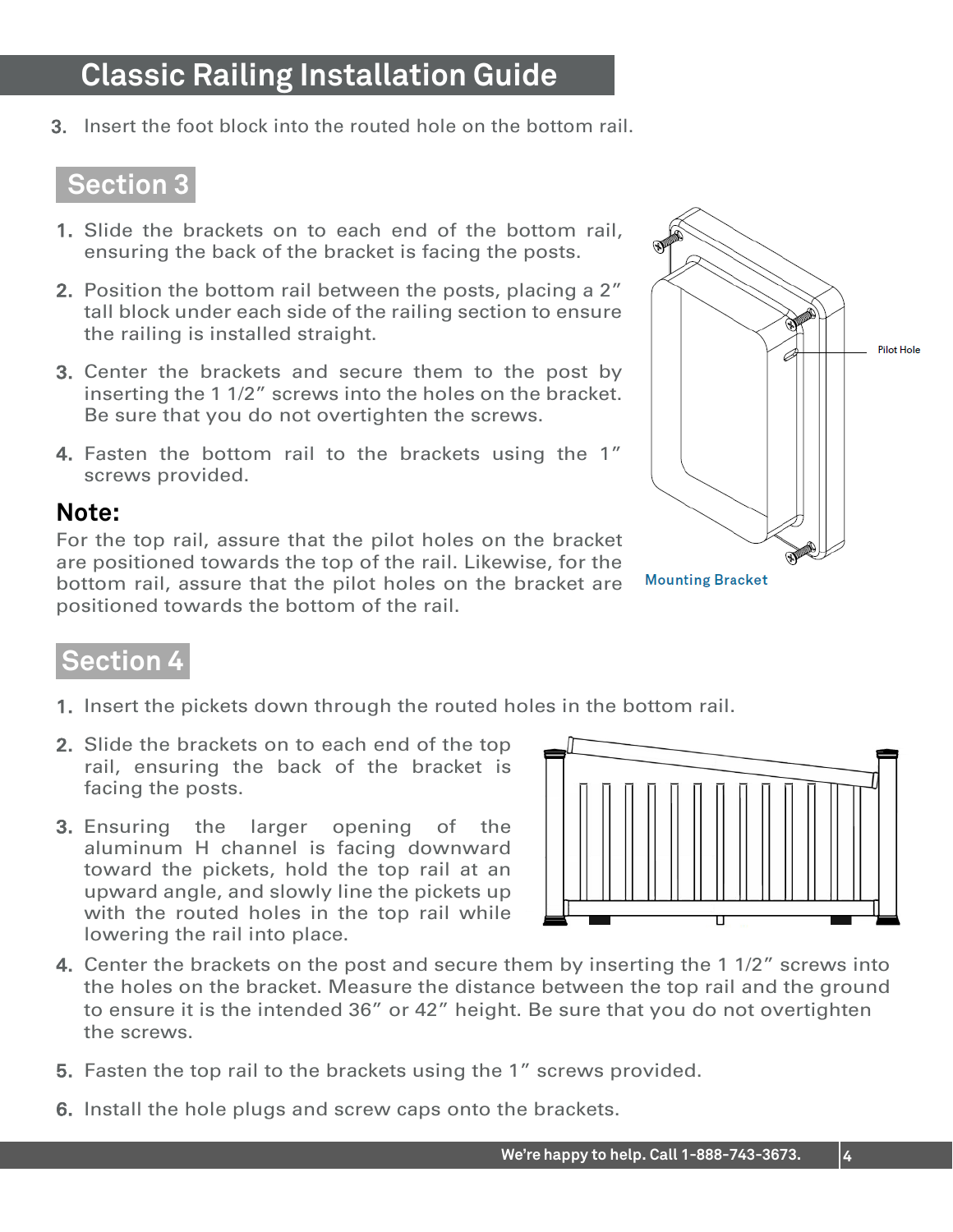# Classic Railing Installation Guide

3. Insert the foot block into the routed hole on the bottom rail.

## Section 3

1. Slide the brackets on to each end of the bottom rail, ensuring the back of the bracket is facing the posts.
2. Position the bottom rail between the posts, placing a 2" tall block under each side of the railing section to ensure the railing is installed straight.
3. Center the brackets and secure them to the post by inserting the 1 1/2" screws into the holes on the bracket. Be sure that you do not overtighten the screws.
4. Fasten the bottom rail to the brackets using the 1" screws provided.

### Note:

For the top rail, assure that the pilot holes on the bracket are positioned towards the top of the rail. Likewise, for the bottom rail, assure that the pilot holes on the bracket are positioned towards the bottom of the rail.

Pilot Hole

Mounting Bracket

## Section 4

1. Insert the pickets down through the routed holes in the bottom rail.
2. Slide the brackets on to each end of the top rail, ensuring the back of the bracket is facing the posts.
3. Ensuring the larger opening of the aluminum H channel is facing downward toward the pickets, hold the top rail at an upward angle, and slowly line the pickets up with the routed holes in the top rail while lowering the rail into place.
4. Center the brackets on the post and secure them by inserting the 1 1/2" screws into the holes on the bracket. Measure the distance between the top rail and the ground to ensure it is the intended 36" or 42" height. Be sure that you do not overtighten the screws.
5. Fasten the top rail to the brackets using the 1" screws provided.
6. Install the hole plugs and screw caps onto the brackets.

We're happy to help. Call 1-888-743-3673.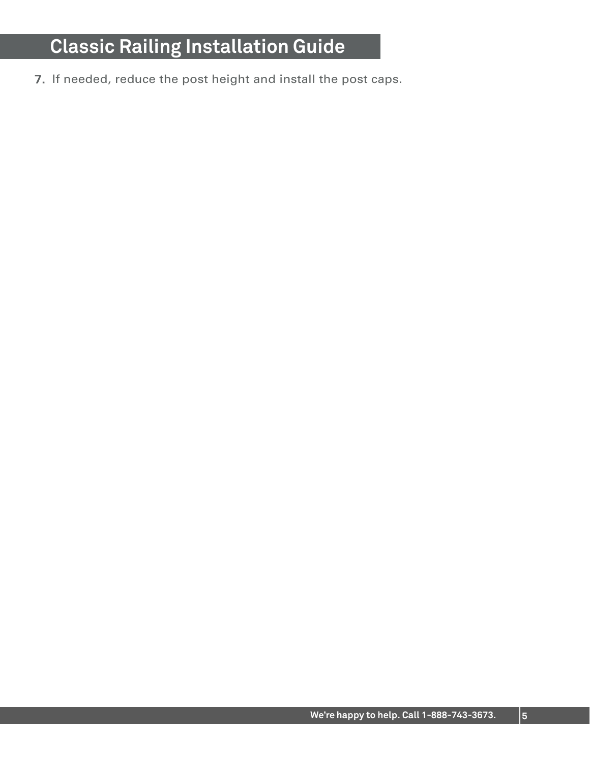7. If needed, reduce the post height and install the post caps.